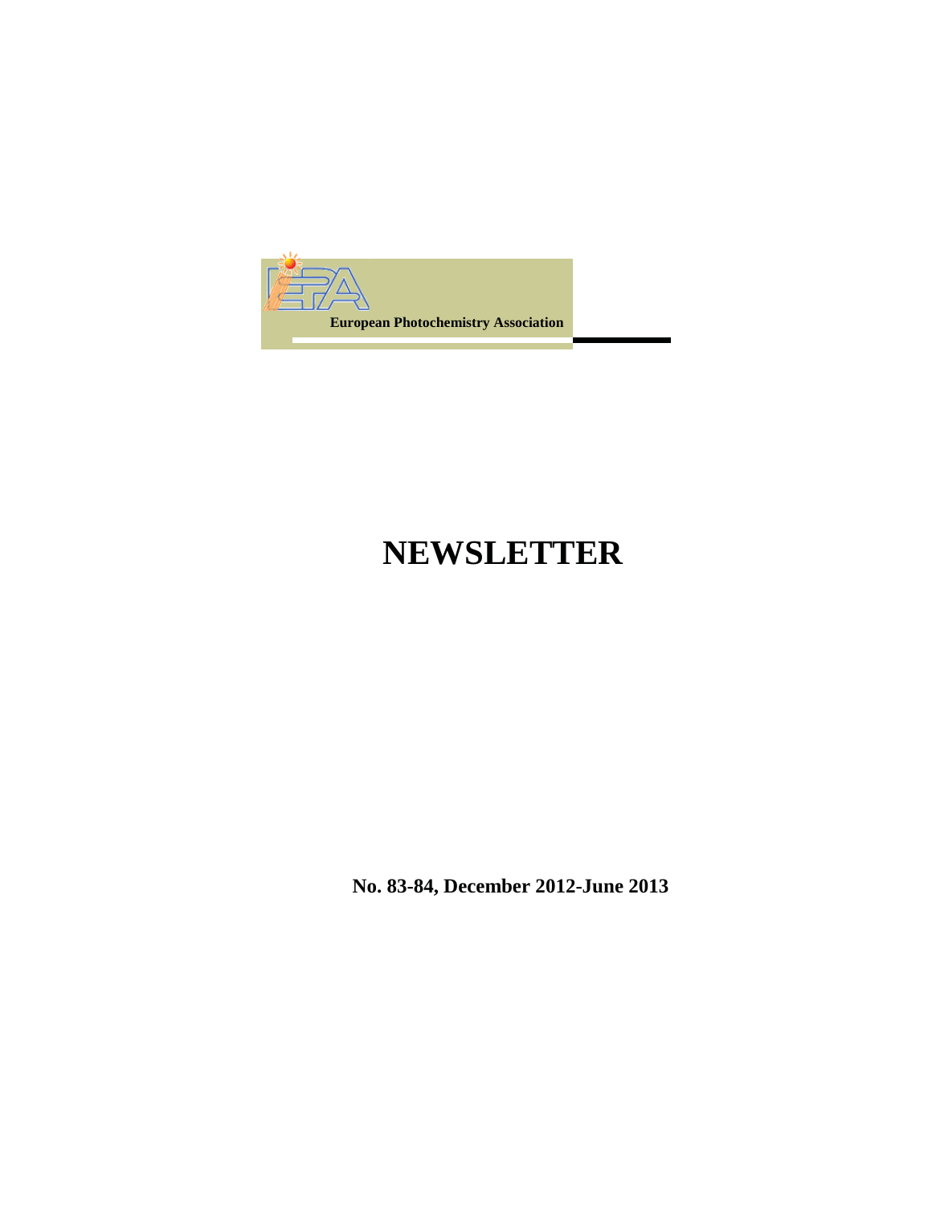European Photochemistry Association

# NEWSLETTER

**No. 83-84, December 2012-June 2013**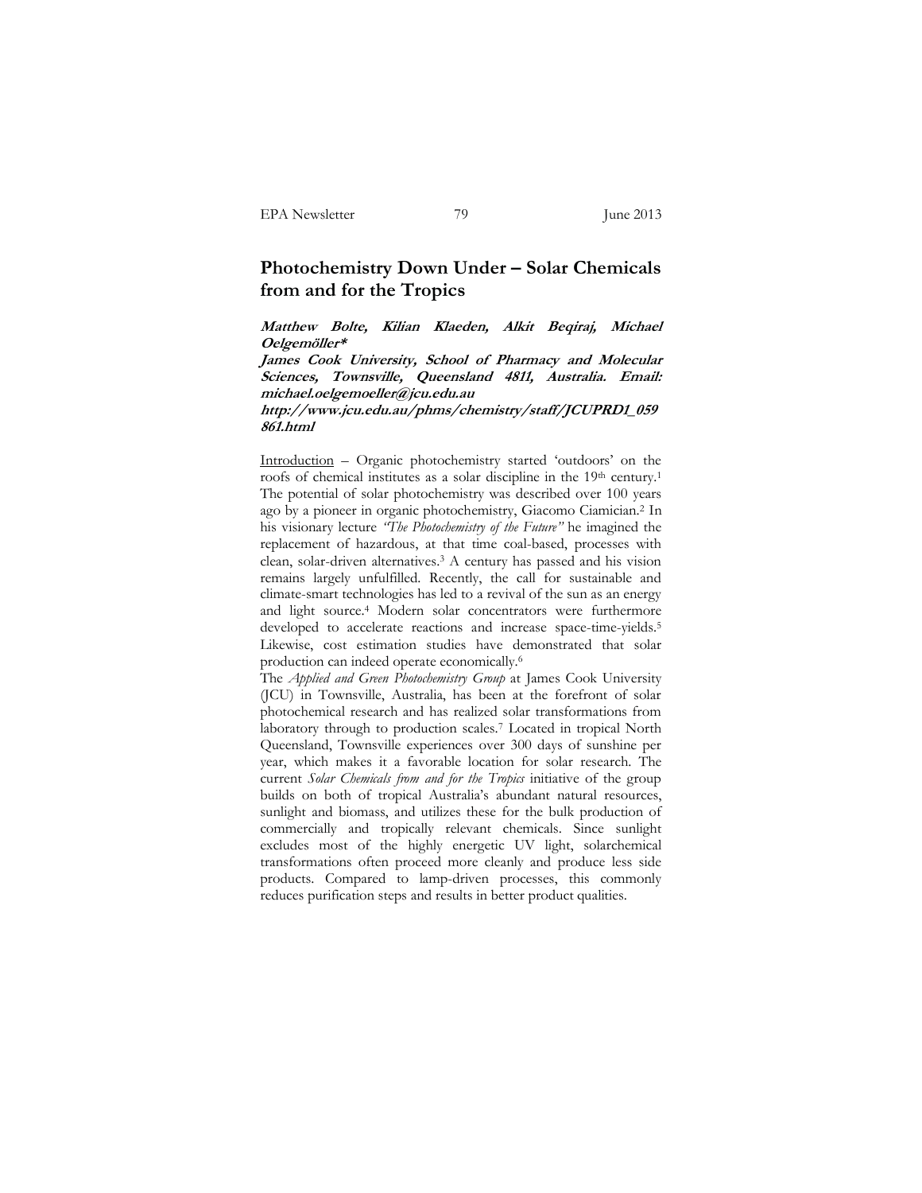# Photochemistry Down Under – Solar Chemicals from and for the Tropics

***Matthew Bolte, Kilian Klaeden, Alkit Beqiraj, Michael Oelgemöller****

***James Cook University, School of Pharmacy and Molecular Sciences, Townsville, Queensland 4811, Australia. Email: michael.oelgemoeller@jcu.edu.au***

***http://www.jcu.edu.au/phms/chemistry/staff/JCUPRD1_059861.html***

Introduction – Organic photochemistry started 'outdoors' on the roofs of chemical institutes as a solar discipline in the 19th century.[1] The potential of solar photochemistry was described over 100 years ago by a pioneer in organic photochemistry, Giacomo Ciamician.[2] In his visionary lecture *"The Photochemistry of the Future"* he imagined the replacement of hazardous, at that time coal-based, processes with clean, solar-driven alternatives.[3] A century has passed and his vision remains largely unfulfilled. Recently, the call for sustainable and climate-smart technologies has led to a revival of the sun as an energy and light source.[4] Modern solar concentrators were furthermore developed to accelerate reactions and increase space-time-yields.[5] Likewise, cost estimation studies have demonstrated that solar production can indeed operate economically.[6]

The *Applied and Green Photochemistry Group* at James Cook University (JCU) in Townsville, Australia, has been at the forefront of solar photochemical research and has realized solar transformations from laboratory through to production scales.[7] Located in tropical North Queensland, Townsville experiences over 300 days of sunshine per year, which makes it a favorable location for solar research. The current *Solar Chemicals from and for the Tropics* initiative of the group builds on both of tropical Australia's abundant natural resources, sunlight and biomass, and utilizes these for the bulk production of commercially and tropically relevant chemicals. Since sunlight excludes most of the highly energetic UV light, solarchemical transformations often proceed more cleanly and produce less side products. Compared to lamp-driven processes, this commonly reduces purification steps and results in better product qualities.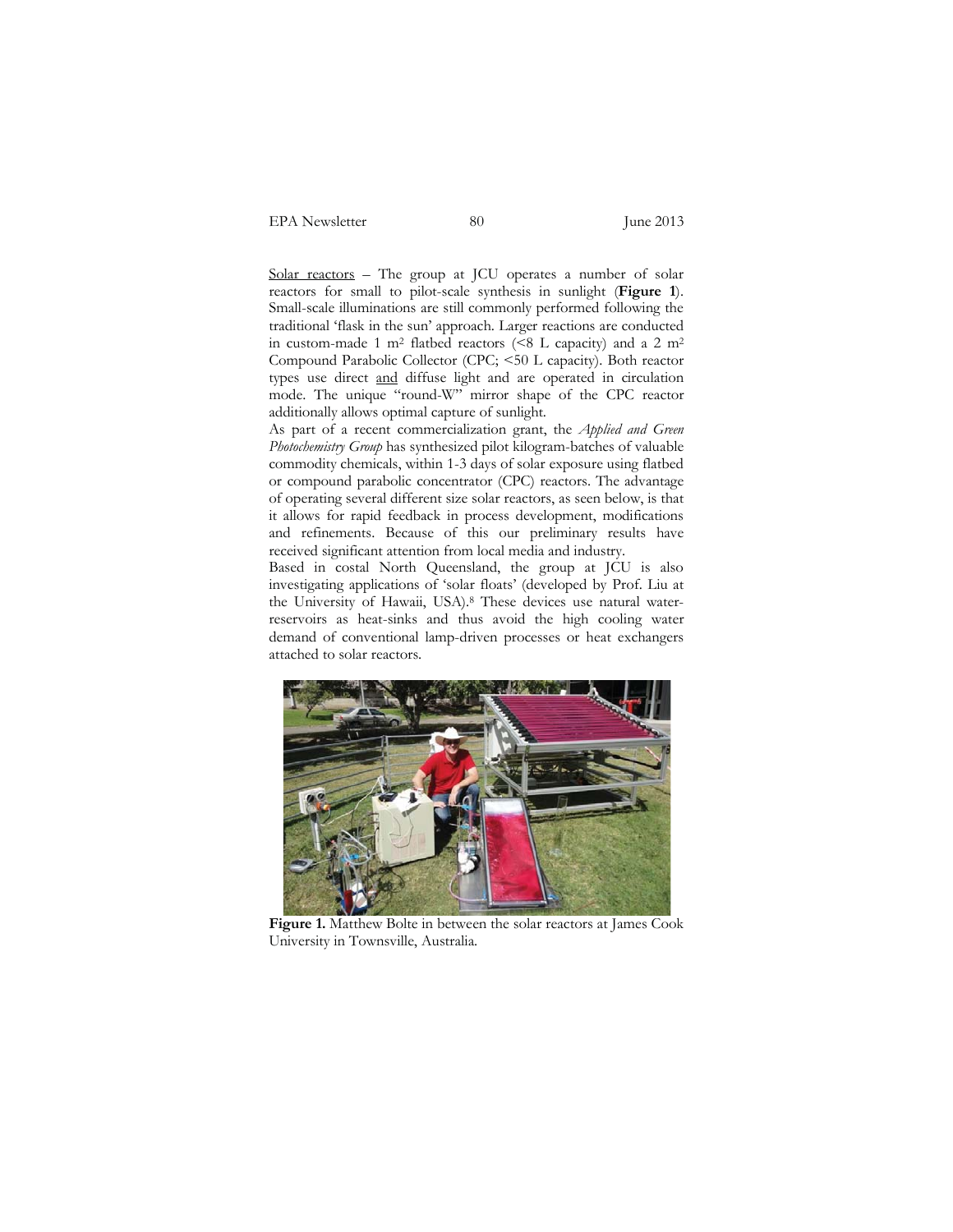Solar reactors – The group at JCU operates a number of solar reactors for small to pilot-scale synthesis in sunlight (**Figure 1**). Small-scale illuminations are still commonly performed following the traditional 'flask in the sun' approach. Larger reactions are conducted in custom-made 1 $m^2$ flatbed reactors (<8 L capacity) and a 2 $m^2$ Compound Parabolic Collector (CPC; <50 L capacity). Both reactor types use direct and diffuse light and are operated in circulation mode. The unique "round-W" mirror shape of the CPC reactor additionally allows optimal capture of sunlight.

As part of a recent commercialization grant, the *Applied and Green Photochemistry Group* has synthesized pilot kilogram-batches of valuable commodity chemicals, within 1-3 days of solar exposure using flatbed or compound parabolic concentrator (CPC) reactors. The advantage of operating several different size solar reactors, as seen below, is that it allows for rapid feedback in process development, modifications and refinements. Because of this our preliminary results have received significant attention from local media and industry.

Based in costal North Queensland, the group at JCU is also investigating applications of 'solar floats' (developed by Prof. Liu at the University of Hawaii, USA).[8] These devices use natural water-reservoirs as heat-sinks and thus avoid the high cooling water demand of conventional lamp-driven processes or heat exchangers attached to solar reactors.

**Figure 1.** Matthew Bolte in between the solar reactors at James Cook University in Townsville, Australia.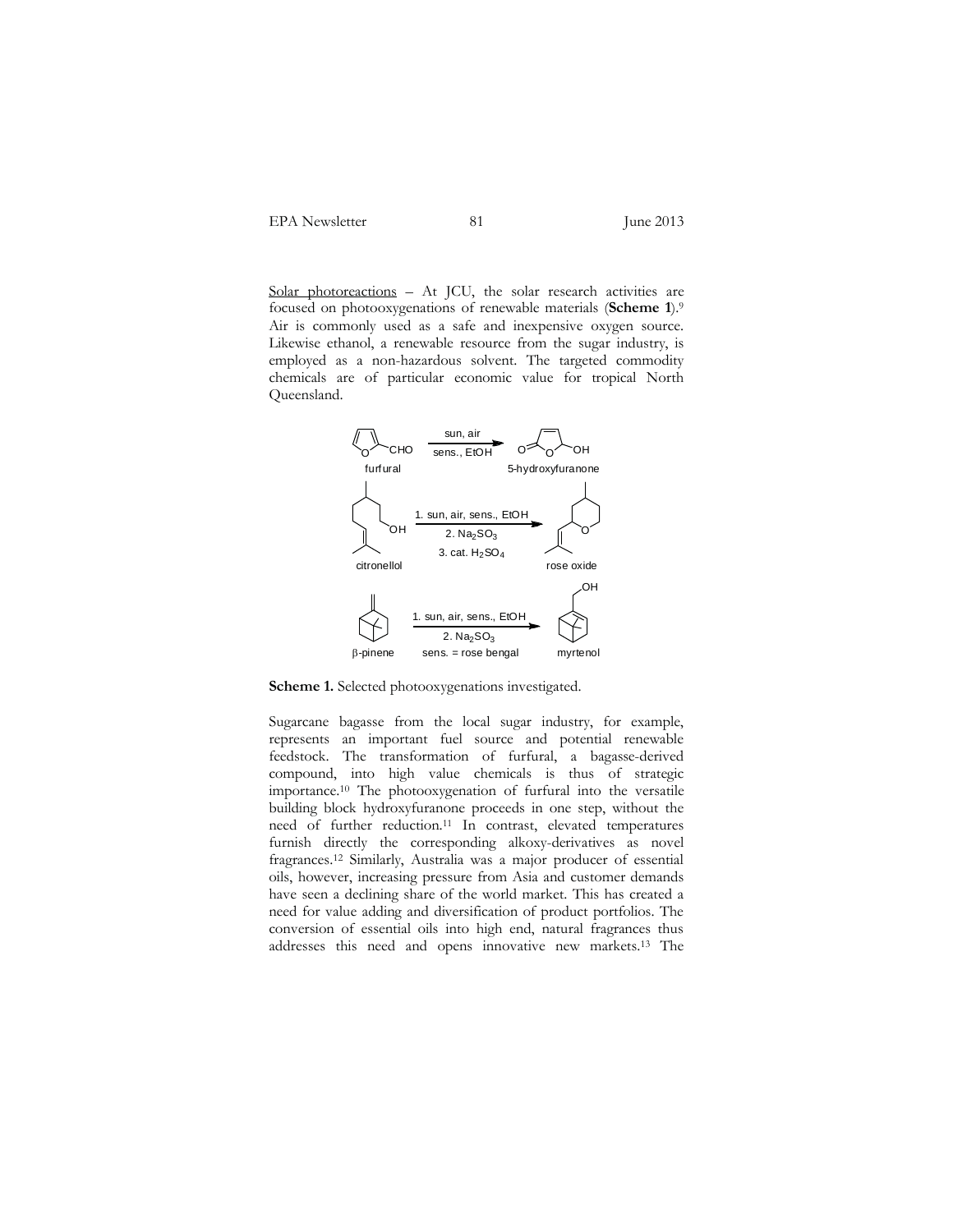Solar photoreactions – At JCU, the solar research activities are focused on photooxygenations of renewable materials (**Scheme 1**).[9] Air is commonly used as a safe and inexpensive oxygen source. Likewise ethanol, a renewable resource from the sugar industry, is employed as a non-hazardous solvent. The targeted commodity chemicals are of particular economic value for tropical North Queensland.

**Scheme 1.** Selected photooxygenations investigated.

Sugarcane bagasse from the local sugar industry, for example, represents an important fuel source and potential renewable feedstock. The transformation of furfural, a bagasse-derived compound, into high value chemicals is thus of strategic importance.[10] The photooxygenation of furfural into the versatile building block hydroxyfuranone proceeds in one step, without the need of further reduction.[11] In contrast, elevated temperatures furnish directly the corresponding alkoxy-derivatives as novel fragrances.[12] Similarly, Australia was a major producer of essential oils, however, increasing pressure from Asia and customer demands have seen a declining share of the world market. This has created a need for value adding and diversification of product portfolios. The conversion of essential oils into high end, natural fragrances thus addresses this need and opens innovative new markets.[13] The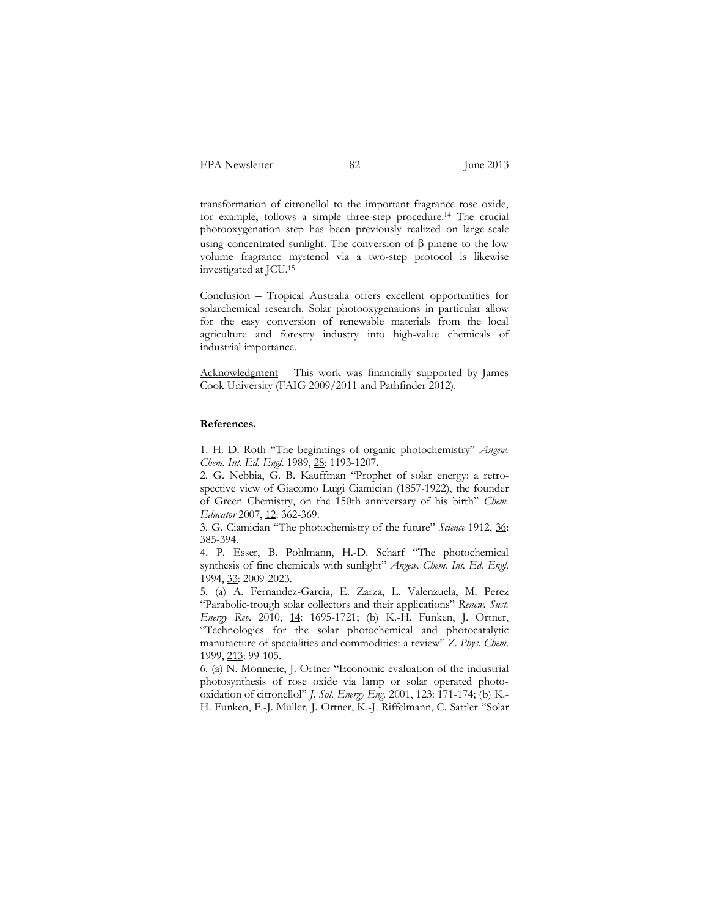transformation of citronellol to the important fragrance rose oxide, for example, follows a simple three-step procedure.[14] The crucial photooxygenation step has been previously realized on large-scale using concentrated sunlight. The conversion of β-pinene to the low volume fragrance myrtenol via a two-step protocol is likewise investigated at JCU.[15]

Conclusion – Tropical Australia offers excellent opportunities for solarchemical research. Solar photooxygenations in particular allow for the easy conversion of renewable materials from the local agriculture and forestry industry into high-value chemicals of industrial importance.

Acknowledgment – This work was financially supported by James Cook University (FAIG 2009/2011 and Pathfinder 2012).

**References.**

1. H. D. Roth "The beginnings of organic photochemistry" *Angew. Chem. Int. Ed. Engl.* 1989, 28: 1193-1207.

2. G. Nebbia, G. B. Kauffman "Prophet of solar energy: a retrospective view of Giacomo Luigi Ciamician (1857-1922), the founder of Green Chemistry, on the 150th anniversary of his birth" *Chem. Educator* 2007, 12: 362-369.

3. G. Ciamician "The photochemistry of the future" *Science* 1912, 36: 385-394.

4. P. Esser, B. Pohlmann, H.-D. Scharf "The photochemical synthesis of fine chemicals with sunlight" *Angew. Chem. Int. Ed. Engl.* 1994, 33: 2009-2023.

5. (a) A. Fernandez-Garcia, E. Zarza, L. Valenzuela, M. Perez "Parabolic-trough solar collectors and their applications" *Renew. Sust. Energy Rev.* 2010, 14: 1695-1721; (b) K.-H. Funken, J. Ortner, "Technologies for the solar photochemical and photocatalytic manufacture of specialities and commodities: a review" *Z. Phys. Chem.* 1999, 213: 99-105.

6. (a) N. Monnerie, J. Ortner "Economic evaluation of the industrial photosynthesis of rose oxide via lamp or solar operated photooxidation of citronellol" *J. Sol. Energy Eng.* 2001, 123: 171-174; (b) K.-H. Funken, F.-J. Müller, J. Ortner, K.-J. Riffelmann, C. Sattler "Solar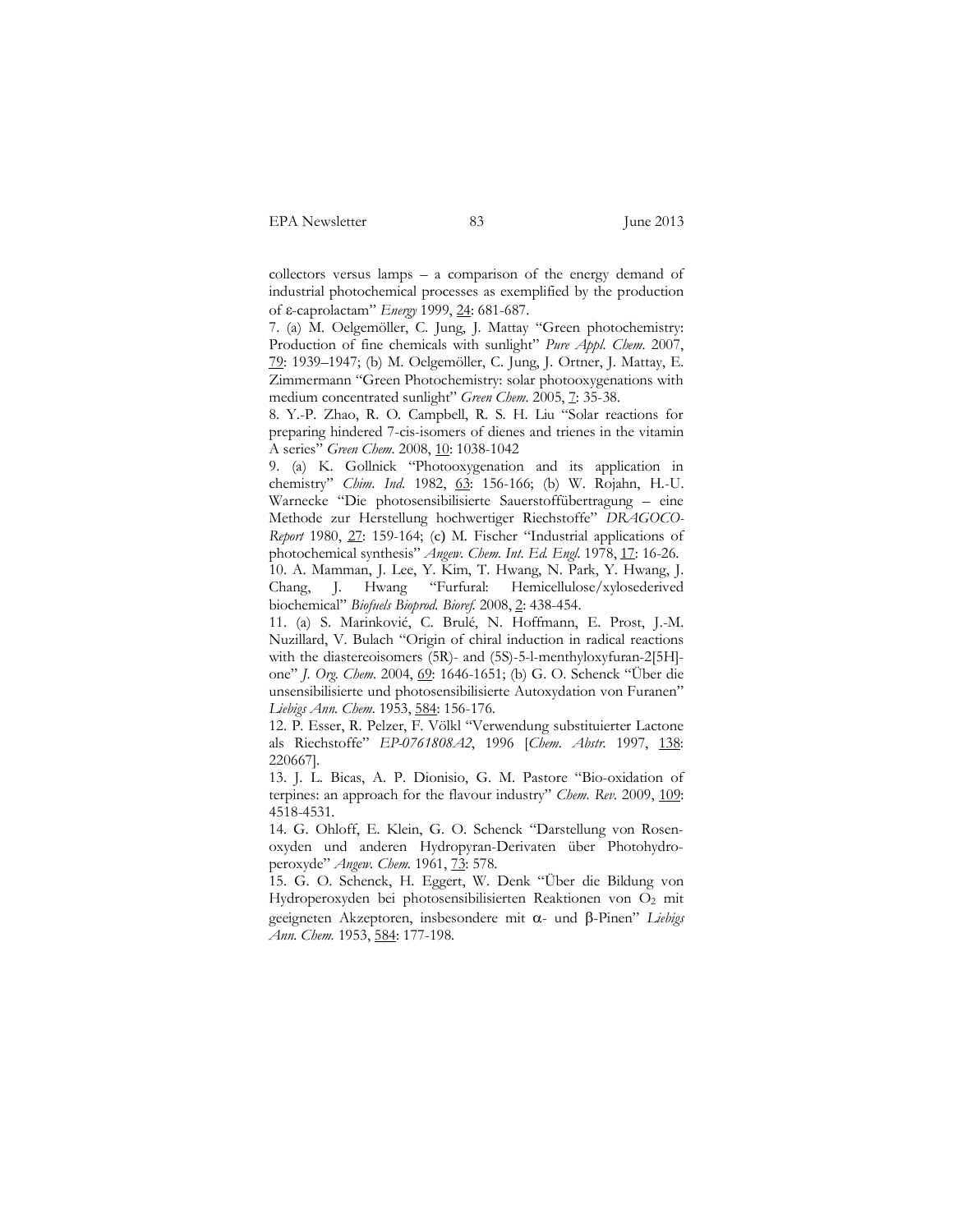collectors versus lamps – a comparison of the energy demand of industrial photochemical processes as exemplified by the production of ε-caprolactam" *Energy* 1999, 24: 681-687.

7. (a) M. Oelgemöller, C. Jung, J. Mattay "Green photochemistry: Production of fine chemicals with sunlight" *Pure Appl. Chem.* 2007, 79: 1939–1947; (b) M. Oelgemöller, C. Jung, J. Ortner, J. Mattay, E. Zimmermann "Green Photochemistry: solar photooxygenations with medium concentrated sunlight" *Green Chem.* 2005, 7: 35-38.

8. Y.-P. Zhao, R. O. Campbell, R. S. H. Liu "Solar reactions for preparing hindered 7-cis-isomers of dienes and trienes in the vitamin A series" *Green Chem.* 2008, 10: 1038-1042

9. (a) K. Gollnick "Photooxygenation and its application in chemistry" *Chim. Ind.* 1982, 63: 156-166; (b) W. Rojahn, H.-U. Warnecke "Die photosensibilisierte Sauerstoffübertragung – eine Methode zur Herstellung hochwertiger Riechstoffe" *DRAGOCO-Report* 1980, 27: 159-164; (c) M. Fischer "Industrial applications of photochemical synthesis" *Angew. Chem. Int. Ed. Engl.* 1978, 17: 16-26.

10. A. Mamman, J. Lee, Y. Kim, T. Hwang, N. Park, Y. Hwang, J. Chang, J. Hwang "Furfural: Hemicellulose/xylosederived biochemical" *Biofuels Bioprod. Bioref.* 2008, 2: 438-454.

11. (a) S. Marinković, C. Brulé, N. Hoffmann, E. Prost, J.-M. Nuzillard, V. Bulach "Origin of chiral induction in radical reactions with the diastereoisomers (5R)- and (5S)-5-l-menthyloxyfuran-2[5H]-one" *J. Org. Chem.* 2004, 69: 1646-1651; (b) G. O. Schenck "Über die unsensibilisierte und photosensibilisierte Autoxydation von Furanen" *Liebigs Ann. Chem.* 1953, 584: 156-176.

12. P. Esser, R. Pelzer, F. Völkl "Verwendung substituierter Lactone als Riechstoffe" *EP-0761808A2*, 1996 [*Chem. Abstr.* 1997, 138: 220667].

13. J. L. Bicas, A. P. Dionisio, G. M. Pastore "Bio-oxidation of terpines: an approach for the flavour industry" *Chem. Rev.* 2009, 109: 4518-4531.

14. G. Ohloff, E. Klein, G. O. Schenck "Darstellung von Rosenoxyden und anderen Hydropyran-Derivaten über Photohydroperoxyde" *Angew. Chem.* 1961, 73: 578.

15. G. O. Schenck, H. Eggert, W. Denk "Über die Bildung von Hydroperoxyden bei photosensibilisierten Reaktionen von $O_2$ mit geeigneten Akzeptoren, insbesondere mit α- und β-Pinen" *Liebigs Ann. Chem.* 1953, 584: 177-198.